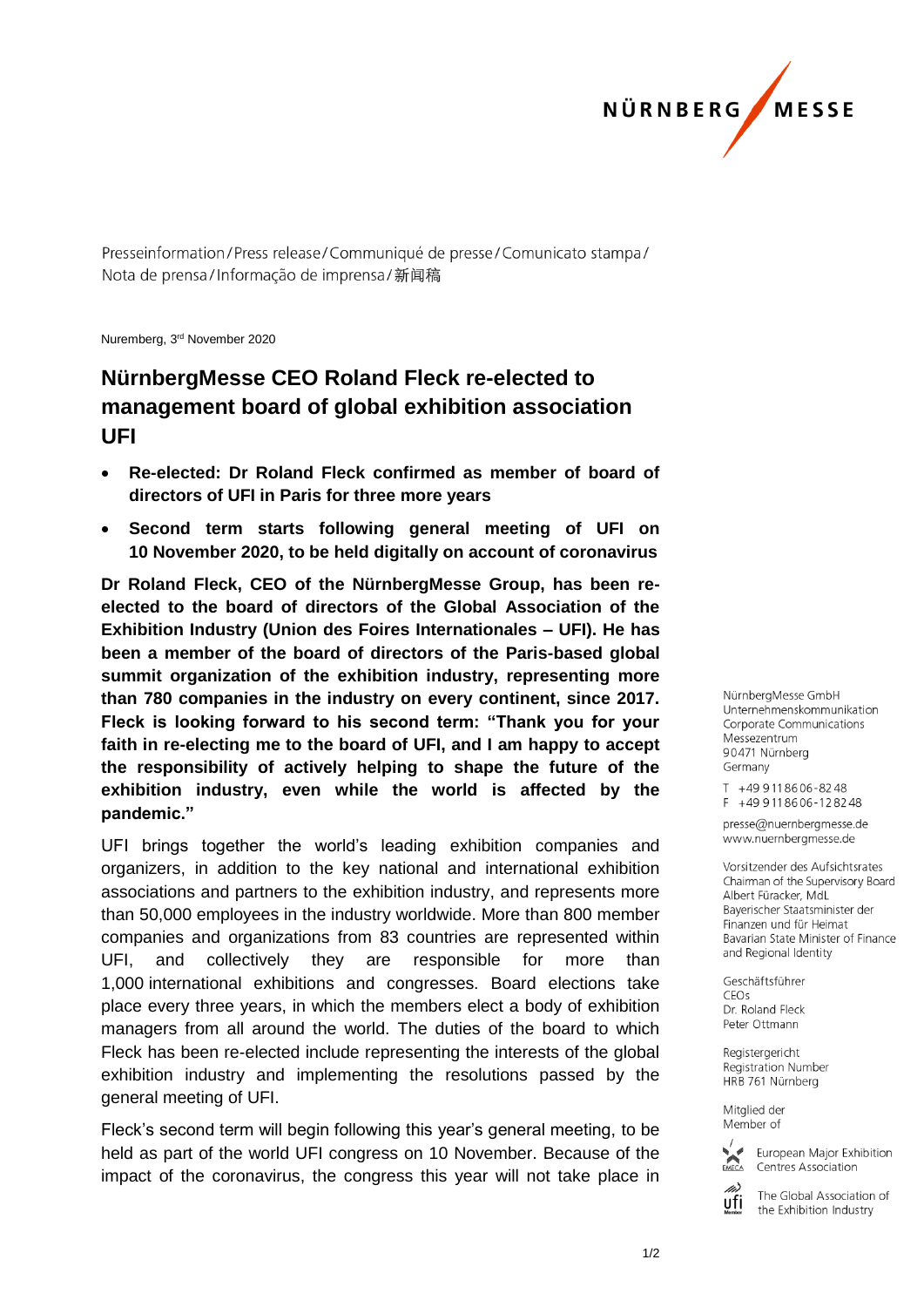Presseinformation / Press release / Communiqué de presse / Comunicato stampa / Nota de prensa / Informação de imprensa / 新闻稿

Nuremberg, 3rd November 2020

# NürnbergMesse CEO Roland Fleck re-elected to management board of global exhibition association UFI

- **Re-elected: Dr Roland Fleck confirmed as member of board of directors of UFI in Paris for three more years**
- **Second term starts following general meeting of UFI on 10 November 2020, to be held digitally on account of coronavirus**

**Dr Roland Fleck, CEO of the NürnbergMesse Group, has been re-elected to the board of directors of the Global Association of the Exhibition Industry (Union des Foires Internationales – UFI). He has been a member of the board of directors of the Paris-based global summit organization of the exhibition industry, representing more than 780 companies in the industry on every continent, since 2017. Fleck is looking forward to his second term: "Thank you for your faith in re-electing me to the board of UFI, and I am happy to accept the responsibility of actively helping to shape the future of the exhibition industry, even while the world is affected by the pandemic."**

UFI brings together the world's leading exhibition companies and organizers, in addition to the key national and international exhibition associations and partners to the exhibition industry, and represents more than 50,000 employees in the industry worldwide. More than 800 member companies and organizations from 83 countries are represented within UFI, and collectively they are responsible for more than 1,000 international exhibitions and congresses. Board elections take place every three years, in which the members elect a body of exhibition managers from all around the world. The duties of the board to which Fleck has been re-elected include representing the interests of the global exhibition industry and implementing the resolutions passed by the general meeting of UFI.

Fleck's second term will begin following this year's general meeting, to be held as part of the world UFI congress on 10 November. Because of the impact of the coronavirus, the congress this year will not take place in

NürnbergMesse GmbH
Unternehmenskommunikation
Corporate Communications
Messezentrum
90471 Nürnberg
Germany

T +49 9 11 86 06-82 48
F +49 9 11 86 06-12 82 48

presse@nuernbergmesse.de
www.nuernbergmesse.de

Vorsitzender des Aufsichtsrates
Chairman of the Supervisory Board
Albert Füracker, MdL
Bayerischer Staatsminister der Finanzen und für Heimat
Bavarian State Minister of Finance and Regional Identity

Geschäftsführer
CEOs
Dr. Roland Fleck
Peter Ottmann

Registergericht
Registration Number
HRB 761 Nürnberg

Mitglied der
Member of

European Major Exhibition Centres Association

The Global Association of the Exhibition Industry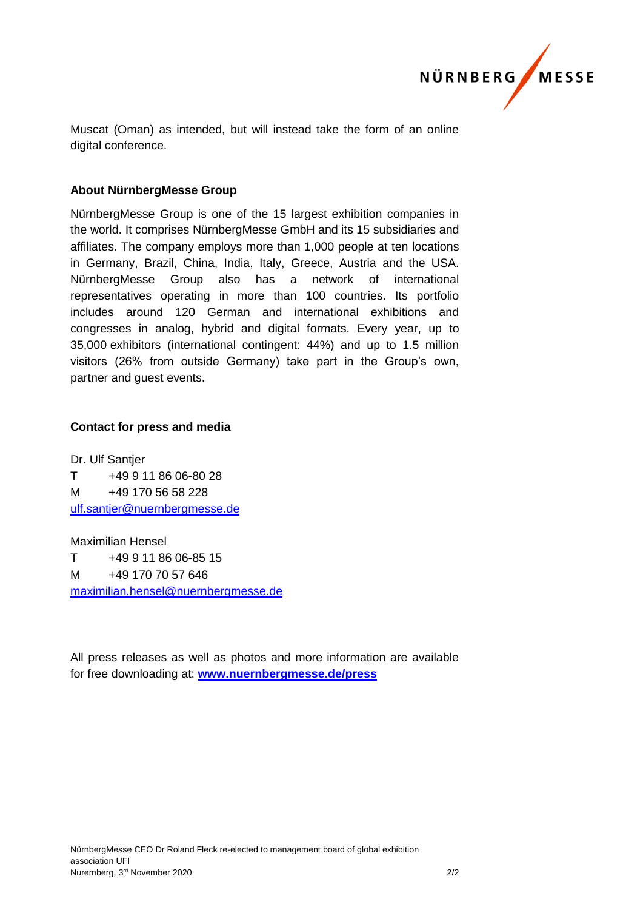Muscat (Oman) as intended, but will instead take the form of an online digital conference.

**About NürnbergMesse Group**

NürnbergMesse Group is one of the 15 largest exhibition companies in the world. It comprises NürnbergMesse GmbH and its 15 subsidiaries and affiliates. The company employs more than 1,000 people at ten locations in Germany, Brazil, China, India, Italy, Greece, Austria and the USA. NürnbergMesse Group also has a network of international representatives operating in more than 100 countries. Its portfolio includes around 120 German and international exhibitions and congresses in analog, hybrid and digital formats. Every year, up to 35,000 exhibitors (international contingent: 44%) and up to 1.5 million visitors (26% from outside Germany) take part in the Group's own, partner and guest events.

**Contact for press and media**

Dr. Ulf Santjer
T +49 9 11 86 06-80 28
M +49 170 56 58 228
ulf.santjer@nuernbergmesse.de

Maximilian Hensel
T +49 9 11 86 06-85 15
M +49 170 70 57 646
maximilian.hensel@nuernbergmesse.de

All press releases as well as photos and more information are available for free downloading at: **www.nuernbergmesse.de/press**